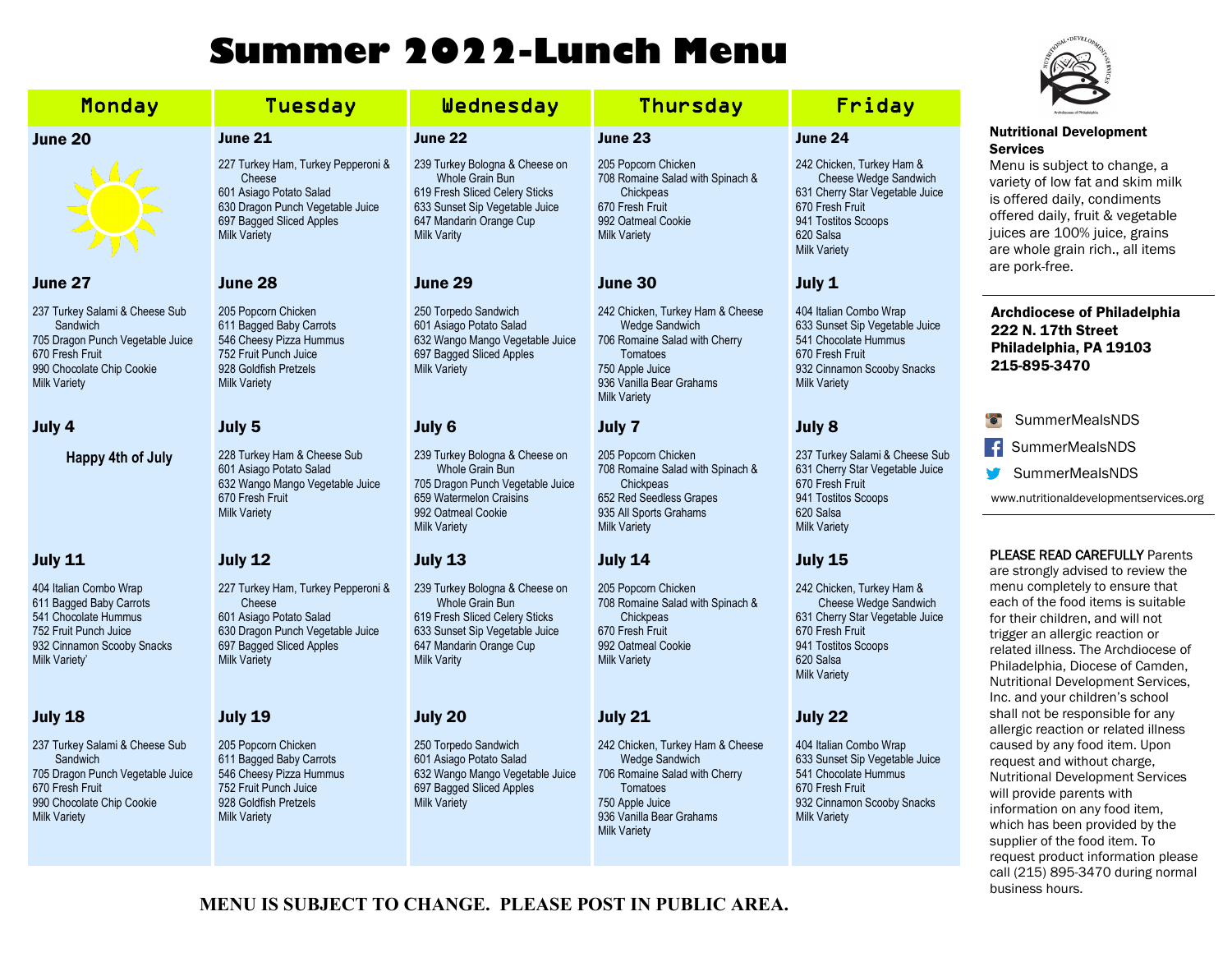# Summer 2022-Lunch Menu

| Monday | Tuesday | Wednesday | Thursday | Friday |
|---|---|---|---|---|
| **June 20** | **June 21**<br>227 Turkey Ham, Turkey Pepperoni & Cheese<br>601 Asiago Potato Salad<br>630 Dragon Punch Vegetable Juice<br>697 Bagged Sliced Apples<br>Milk Variety | **June 22**<br>239 Turkey Bologna & Cheese on Whole Grain Bun<br>619 Fresh Sliced Celery Sticks<br>633 Sunset Sip Vegetable Juice<br>647 Mandarin Orange Cup<br>Milk Varity | **June 23**<br>205 Popcorn Chicken<br>708 Romaine Salad with Spinach & Chickpeas<br>670 Fresh Fruit<br>992 Oatmeal Cookie<br>Milk Variety | **June 24**<br>242 Chicken, Turkey Ham & Cheese Wedge Sandwich<br>631 Cherry Star Vegetable Juice<br>670 Fresh Fruit<br>941 Tostitos Scoops<br>620 Salsa<br>Milk Variety |
| **June 27**<br>237 Turkey Salami & Cheese Sub Sandwich<br>705 Dragon Punch Vegetable Juice<br>670 Fresh Fruit<br>990 Chocolate Chip Cookie<br>Milk Variety | **June 28**<br>205 Popcorn Chicken<br>611 Bagged Baby Carrots<br>546 Cheesy Pizza Hummus<br>752 Fruit Punch Juice<br>928 Goldfish Pretzels<br>Milk Variety | **June 29**<br>250 Torpedo Sandwich<br>601 Asiago Potato Salad<br>632 Wango Mango Vegetable Juice<br>697 Bagged Sliced Apples<br>Milk Variety | **June 30**<br>242 Chicken, Turkey Ham & Cheese Wedge Sandwich<br>706 Romaine Salad with Cherry Tomatoes<br>750 Apple Juice<br>936 Vanilla Bear Grahams<br>Milk Variety | **July 1**<br>404 Italian Combo Wrap<br>633 Sunset Sip Vegetable Juice<br>541 Chocolate Hummus<br>670 Fresh Fruit<br>932 Cinnamon Scooby Snacks<br>Milk Variety |
| **July 4**<br>**Happy 4th of July** | **July 5**<br>228 Turkey Ham & Cheese Sub<br>601 Asiago Potato Salad<br>632 Wango Mango Vegetable Juice<br>670 Fresh Fruit<br>Milk Variety | **July 6**<br>239 Turkey Bologna & Cheese on Whole Grain Bun<br>705 Dragon Punch Vegetable Juice<br>659 Watermelon Craisins<br>992 Oatmeal Cookie<br>Milk Variety | **July 7**<br>205 Popcorn Chicken<br>708 Romaine Salad with Spinach & Chickpeas<br>652 Red Seedless Grapes<br>935 All Sports Grahams<br>Milk Variety | **July 8**<br>237 Turkey Salami & Cheese Sub<br>631 Cherry Star Vegetable Juice<br>670 Fresh Fruit<br>941 Tostitos Scoops<br>620 Salsa<br>Milk Variety |
| **July 11**<br>404 Italian Combo Wrap<br>611 Bagged Baby Carrots<br>541 Chocolate Hummus<br>752 Fruit Punch Juice<br>932 Cinnamon Scooby Snacks<br>Milk Variety' | **July 12**<br>227 Turkey Ham, Turkey Pepperoni & Cheese<br>601 Asiago Potato Salad<br>630 Dragon Punch Vegetable Juice<br>697 Bagged Sliced Apples<br>Milk Variety | **July 13**<br>239 Turkey Bologna & Cheese on Whole Grain Bun<br>619 Fresh Sliced Celery Sticks<br>633 Sunset Sip Vegetable Juice<br>647 Mandarin Orange Cup<br>Milk Varity | **July 14**<br>205 Popcorn Chicken<br>708 Romaine Salad with Spinach & Chickpeas<br>670 Fresh Fruit<br>992 Oatmeal Cookie<br>Milk Variety | **July 15**<br>242 Chicken, Turkey Ham & Cheese Wedge Sandwich<br>631 Cherry Star Vegetable Juice<br>670 Fresh Fruit<br>941 Tostitos Scoops<br>620 Salsa<br>Milk Variety |
| **July 18**<br>237 Turkey Salami & Cheese Sub Sandwich<br>705 Dragon Punch Vegetable Juice<br>670 Fresh Fruit<br>990 Chocolate Chip Cookie<br>Milk Variety | **July 19**<br>205 Popcorn Chicken<br>611 Bagged Baby Carrots<br>546 Cheesy Pizza Hummus<br>752 Fruit Punch Juice<br>928 Goldfish Pretzels<br>Milk Variety | **July 20**<br>250 Torpedo Sandwich<br>601 Asiago Potato Salad<br>632 Wango Mango Vegetable Juice<br>697 Bagged Sliced Apples<br>Milk Variety | **July 21**<br>242 Chicken, Turkey Ham & Cheese Wedge Sandwich<br>706 Romaine Salad with Cherry Tomatoes<br>750 Apple Juice<br>936 Vanilla Bear Grahams<br>Milk Variety | **July 22**<br>404 Italian Combo Wrap<br>633 Sunset Sip Vegetable Juice<br>541 Chocolate Hummus<br>670 Fresh Fruit<br>932 Cinnamon Scooby Snacks<br>Milk Variety |

**MENU IS SUBJECT TO CHANGE. PLEASE POST IN PUBLIC AREA.**

**Nutritional Development Services**

Menu is subject to change, a variety of low fat and skim milk is offered daily, condiments offered daily, fruit & vegetable juices are 100% juice, grains are whole grain rich., all items are pork-free.

**Archdiocese of Philadelphia**
**222 N. 17th Street**
**Philadelphia, PA 19103**
**215-895-3470**

SummerMealsNDS
SummerMealsNDS
SummerMealsNDS

www.nutritionaldevelopmentservices.org

PLEASE READ CAREFULLY Parents are strongly advised to review the menu completely to ensure that each of the food items is suitable for their children, and will not trigger an allergic reaction or related illness. The Archdiocese of Philadelphia, Diocese of Camden, Nutritional Development Services, Inc. and your children's school shall not be responsible for any allergic reaction or related illness caused by any food item. Upon request and without charge, Nutritional Development Services will provide parents with information on any food item, which has been provided by the supplier of the food item. To request product information please call (215) 895-3470 during normal business hours.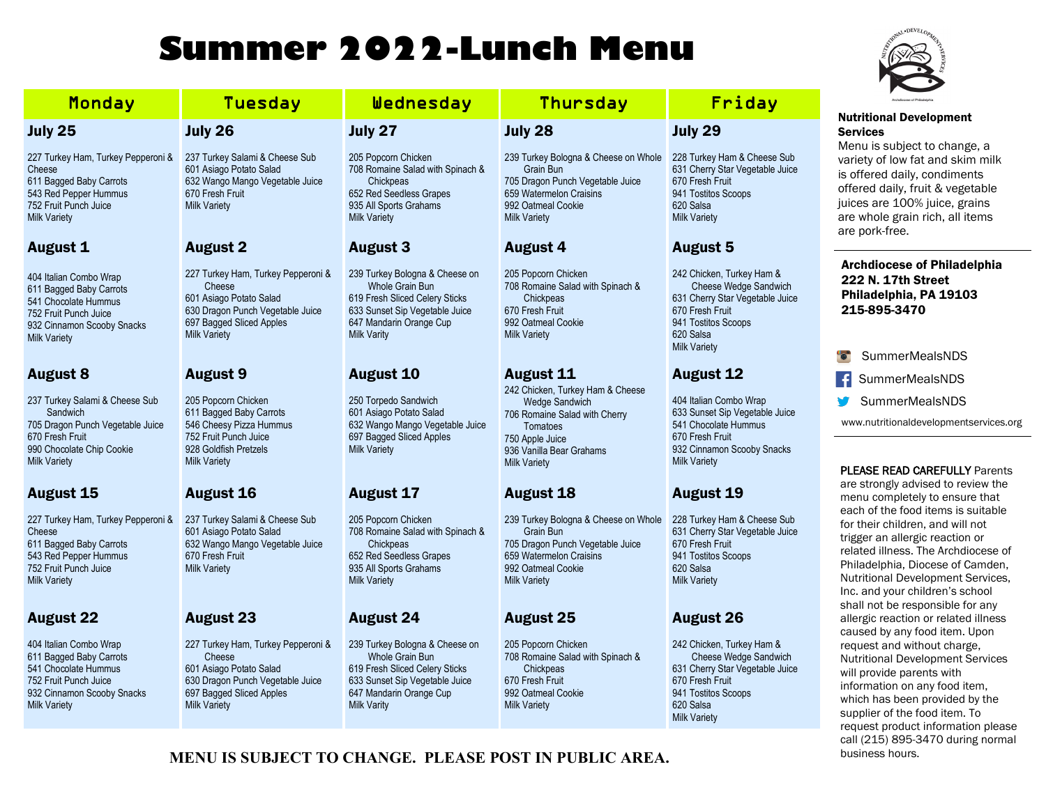# Summer 2022-Lunch Menu

| Monday | Tuesday | Wednesday | Thursday | Friday |
|---|---|---|---|---|
| **July 25**<br>227 Turkey Ham, Turkey Pepperoni & Cheese<br>611 Bagged Baby Carrots<br>543 Red Pepper Hummus<br>752 Fruit Punch Juice<br>Milk Variety | **July 26**<br>237 Turkey Salami & Cheese Sub<br>601 Asiago Potato Salad<br>632 Wango Mango Vegetable Juice<br>670 Fresh Fruit<br>Milk Variety | **July 27**<br>205 Popcorn Chicken<br>708 Romaine Salad with Spinach & Chickpeas<br>652 Red Seedless Grapes<br>935 All Sports Grahams<br>Milk Variety | **July 28**<br>239 Turkey Bologna & Cheese on Whole Grain Bun<br>705 Dragon Punch Vegetable Juice<br>659 Watermelon Craisins<br>992 Oatmeal Cookie<br>Milk Variety | **July 29**<br>228 Turkey Ham & Cheese Sub<br>631 Cherry Star Vegetable Juice<br>670 Fresh Fruit<br>941 Tostitos Scoops<br>620 Salsa<br>Milk Variety |
| **August 1**<br>404 Italian Combo Wrap<br>611 Bagged Baby Carrots<br>541 Chocolate Hummus<br>752 Fruit Punch Juice<br>932 Cinnamon Scooby Snacks<br>Milk Variety | **August 2**<br>227 Turkey Ham, Turkey Pepperoni & Cheese<br>601 Asiago Potato Salad<br>630 Dragon Punch Vegetable Juice<br>697 Bagged Sliced Apples<br>Milk Variety | **August 3**<br>239 Turkey Bologna & Cheese on Whole Grain Bun<br>619 Fresh Sliced Celery Sticks<br>633 Sunset Sip Vegetable Juice<br>647 Mandarin Orange Cup<br>Milk Varity | **August 4**<br>205 Popcorn Chicken<br>708 Romaine Salad with Spinach & Chickpeas<br>670 Fresh Fruit<br>992 Oatmeal Cookie<br>Milk Variety | **August 5**<br>242 Chicken, Turkey Ham & Cheese Wedge Sandwich<br>631 Cherry Star Vegetable Juice<br>670 Fresh Fruit<br>941 Tostitos Scoops<br>620 Salsa<br>Milk Variety |
| **August 8**<br>237 Turkey Salami & Cheese Sub Sandwich<br>705 Dragon Punch Vegetable Juice<br>670 Fresh Fruit<br>990 Chocolate Chip Cookie<br>Milk Variety | **August 9**<br>205 Popcorn Chicken<br>611 Bagged Baby Carrots<br>546 Cheesy Pizza Hummus<br>752 Fruit Punch Juice<br>928 Goldfish Pretzels<br>Milk Variety | **August 10**<br>250 Torpedo Sandwich<br>601 Asiago Potato Salad<br>632 Wango Mango Vegetable Juice<br>697 Bagged Sliced Apples<br>Milk Variety | **August 11**<br>242 Chicken, Turkey Ham & Cheese Wedge Sandwich<br>706 Romaine Salad with Cherry Tomatoes<br>750 Apple Juice<br>936 Vanilla Bear Grahams<br>Milk Variety | **August 12**<br>404 Italian Combo Wrap<br>633 Sunset Sip Vegetable Juice<br>541 Chocolate Hummus<br>670 Fresh Fruit<br>932 Cinnamon Scooby Snacks<br>Milk Variety |
| **August 15**<br>227 Turkey Ham, Turkey Pepperoni & Cheese<br>611 Bagged Baby Carrots<br>543 Red Pepper Hummus<br>752 Fruit Punch Juice<br>Milk Variety | **August 16**<br>237 Turkey Salami & Cheese Sub<br>601 Asiago Potato Salad<br>632 Wango Mango Vegetable Juice<br>670 Fresh Fruit<br>Milk Variety | **August 17**<br>205 Popcorn Chicken<br>708 Romaine Salad with Spinach & Chickpeas<br>652 Red Seedless Grapes<br>935 All Sports Grahams<br>Milk Variety | **August 18**<br>239 Turkey Bologna & Cheese on Whole Grain Bun<br>705 Dragon Punch Vegetable Juice<br>659 Watermelon Craisins<br>992 Oatmeal Cookie<br>Milk Variety | **August 19**<br>228 Turkey Ham & Cheese Sub<br>631 Cherry Star Vegetable Juice<br>670 Fresh Fruit<br>941 Tostitos Scoops<br>620 Salsa<br>Milk Variety |
| **August 22**<br>404 Italian Combo Wrap<br>611 Bagged Baby Carrots<br>541 Chocolate Hummus<br>752 Fruit Punch Juice<br>932 Cinnamon Scooby Snacks<br>Milk Variety | **August 23**<br>227 Turkey Ham, Turkey Pepperoni & Cheese<br>601 Asiago Potato Salad<br>630 Dragon Punch Vegetable Juice<br>697 Bagged Sliced Apples<br>Milk Variety | **August 24**<br>239 Turkey Bologna & Cheese on Whole Grain Bun<br>619 Fresh Sliced Celery Sticks<br>633 Sunset Sip Vegetable Juice<br>647 Mandarin Orange Cup<br>Milk Varity | **August 25**<br>205 Popcorn Chicken<br>708 Romaine Salad with Spinach & Chickpeas<br>670 Fresh Fruit<br>992 Oatmeal Cookie<br>Milk Variety | **August 26**<br>242 Chicken, Turkey Ham & Cheese Wedge Sandwich<br>631 Cherry Star Vegetable Juice<br>670 Fresh Fruit<br>941 Tostitos Scoops<br>620 Salsa<br>Milk Variety |

**MENU IS SUBJECT TO CHANGE. PLEASE POST IN PUBLIC AREA.**

**Nutritional Development Services**
Menu is subject to change, a variety of low fat and skim milk is offered daily, condiments offered daily, fruit & vegetable juices are 100% juice, grains are whole grain rich, all items are pork-free.

**Archdiocese of Philadelphia**
**222 N. 17th Street**
**Philadelphia, PA 19103**
**215-895-3470**

SummerMealsNDS
SummerMealsNDS
SummerMealsNDS
www.nutritionaldevelopmentservices.org

PLEASE READ CAREFULLY Parents are strongly advised to review the menu completely to ensure that each of the food items is suitable for their children, and will not trigger an allergic reaction or related illness. The Archdiocese of Philadelphia, Diocese of Camden, Nutritional Development Services, Inc. and your children's school shall not be responsible for any allergic reaction or related illness caused by any food item. Upon request and without charge, Nutritional Development Services will provide parents with information on any food item, which has been provided by the supplier of the food item. To request product information please call (215) 895-3470 during normal business hours.